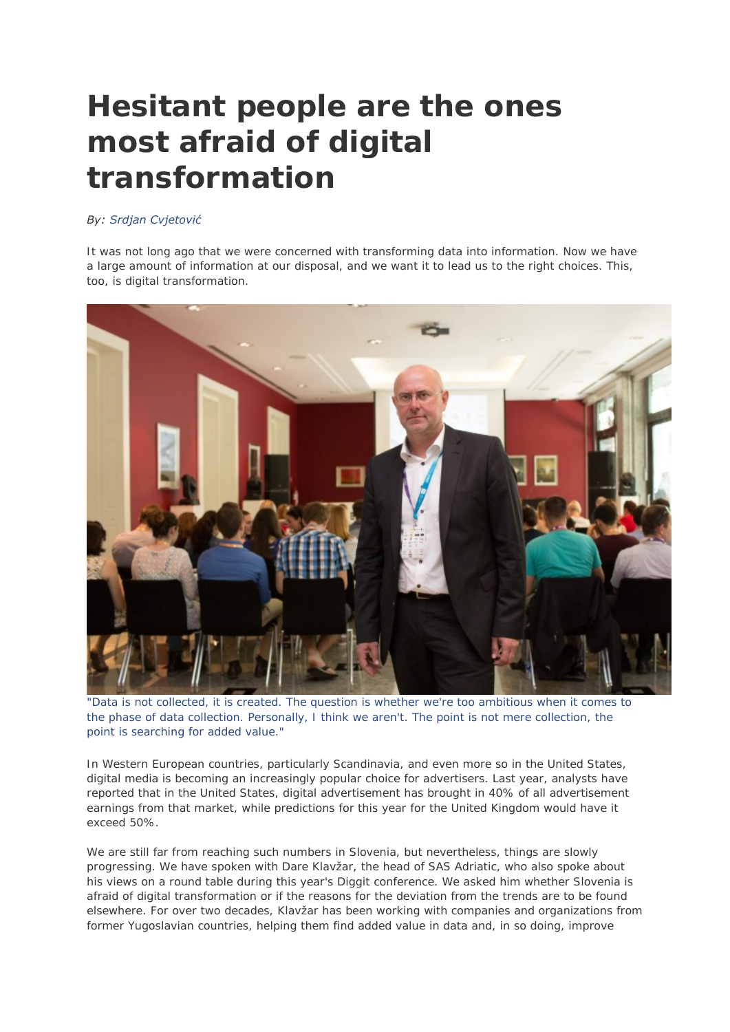# Hesitant people are the ones most afraid of digital transformation

*By: Srdjan Cvjetović*

It was not long ago that we were concerned with transforming data into information. Now we have a large amount of information at our disposal, and we want it to lead us to the right choices. This, too, is digital transformation.

"Data is not collected, it is created. The question is whether we're too ambitious when it comes to the phase of data collection. Personally, I think we aren't. The point is not mere collection, the point is searching for added value."

In Western European countries, particularly Scandinavia, and even more so in the United States, digital media is becoming an increasingly popular choice for advertisers. Last year, analysts have reported that in the United States, digital advertisement has brought in 40% of all advertisement earnings from that market, while predictions for this year for the United Kingdom would have it exceed 50%.

We are still far from reaching such numbers in Slovenia, but nevertheless, things are slowly progressing. We have spoken with Dare Klavžar, the head of SAS Adriatic, who also spoke about his views on a round table during this year's Diggit conference. We asked him whether Slovenia is afraid of digital transformation or if the reasons for the deviation from the trends are to be found elsewhere. For over two decades, Klavžar has been working with companies and organizations from former Yugoslavian countries, helping them find added value in data and, in so doing, improve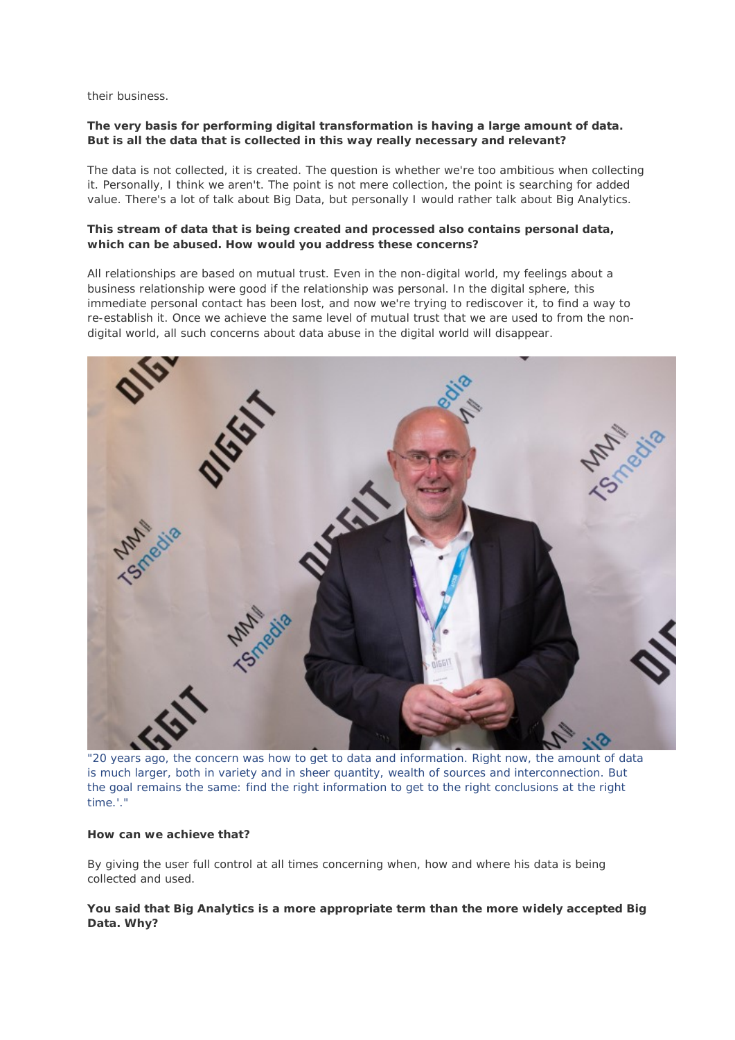their business.

**The very basis for performing digital transformation is having a large amount of data. But is all the data that is collected in this way really necessary and relevant?**

The data is not collected, it is created. The question is whether we're too ambitious when collecting it. Personally, I think we aren't. The point is not mere collection, the point is searching for added value. There's a lot of talk about Big Data, but personally I would rather talk about Big Analytics.

**This stream of data that is being created and processed also contains personal data, which can be abused. How would you address these concerns?**

All relationships are based on mutual trust. Even in the non-digital world, my feelings about a business relationship were good if the relationship was personal. In the digital sphere, this immediate personal contact has been lost, and now we're trying to rediscover it, to find a way to re-establish it. Once we achieve the same level of mutual trust that we are used to from the non-digital world, all such concerns about data abuse in the digital world will disappear.

"20 years ago, the concern was how to get to data and information. Right now, the amount of data is much larger, both in variety and in sheer quantity, wealth of sources and interconnection. But the goal remains the same: find the right information to get to the right conclusions at the right time.'."

**How can we achieve that?**

By giving the user full control at all times concerning when, how and where his data is being collected and used.

**You said that Big Analytics is a more appropriate term than the more widely accepted Big Data. Why?**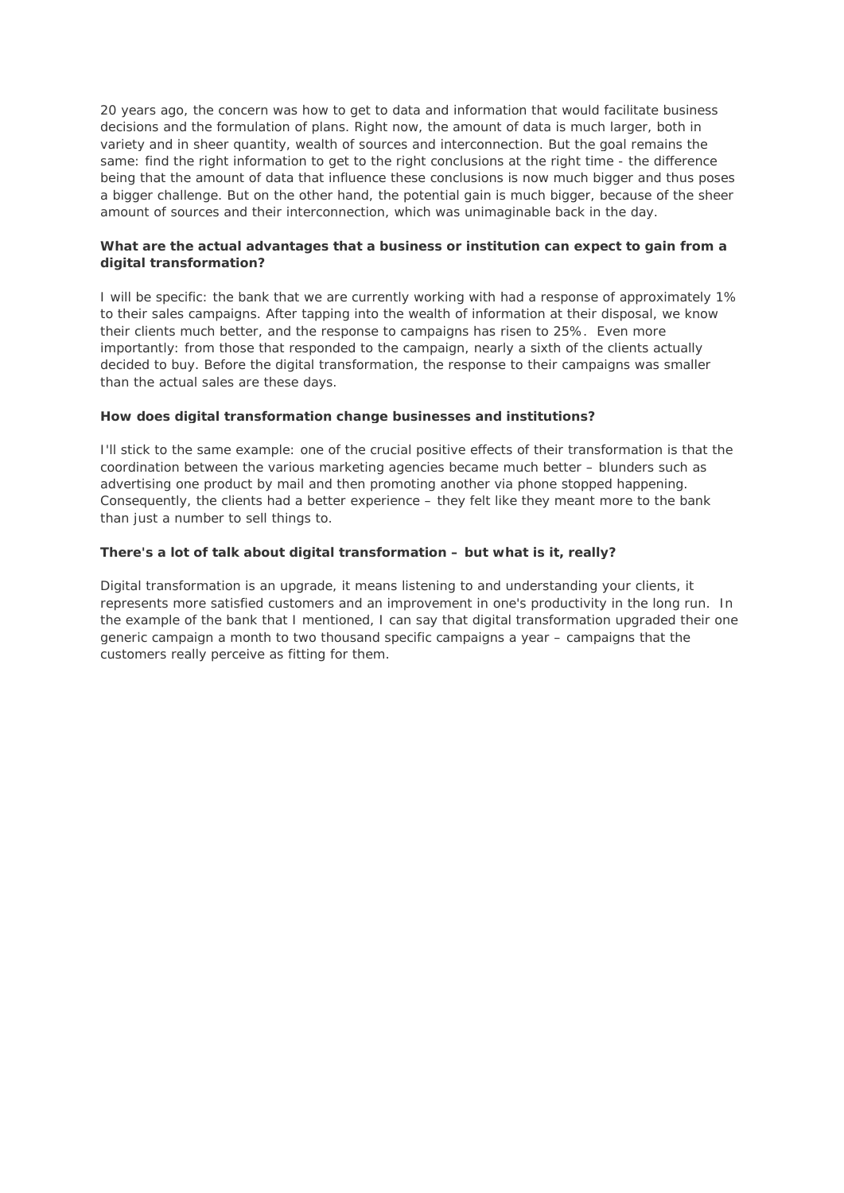20 years ago, the concern was how to get to data and information that would facilitate business decisions and the formulation of plans. Right now, the amount of data is much larger, both in variety and in sheer quantity, wealth of sources and interconnection. But the goal remains the same: find the right information to get to the right conclusions at the right time - the difference being that the amount of data that influence these conclusions is now much bigger and thus poses a bigger challenge. But on the other hand, the potential gain is much bigger, because of the sheer amount of sources and their interconnection, which was unimaginable back in the day.

**What are the actual advantages that a business or institution can expect to gain from a digital transformation?**

I will be specific: the bank that we are currently working with had a response of approximately 1% to their sales campaigns. After tapping into the wealth of information at their disposal, we know their clients much better, and the response to campaigns has risen to 25%. Even more importantly: from those that responded to the campaign, nearly a sixth of the clients actually decided to buy. Before the digital transformation, the response to their campaigns was smaller than the actual sales are these days.

**How does digital transformation change businesses and institutions?**

I'll stick to the same example: one of the crucial positive effects of their transformation is that the coordination between the various marketing agencies became much better – blunders such as advertising one product by mail and then promoting another via phone stopped happening. Consequently, the clients had a better experience – they felt like they meant more to the bank than just a number to sell things to.

**There's a lot of talk about digital transformation – but what is it, really?**

Digital transformation is an upgrade, it means listening to and understanding your clients, it represents more satisfied customers and an improvement in one's productivity in the long run. In the example of the bank that I mentioned, I can say that digital transformation upgraded their one generic campaign a month to two thousand specific campaigns a year – campaigns that the customers really perceive as fitting for them.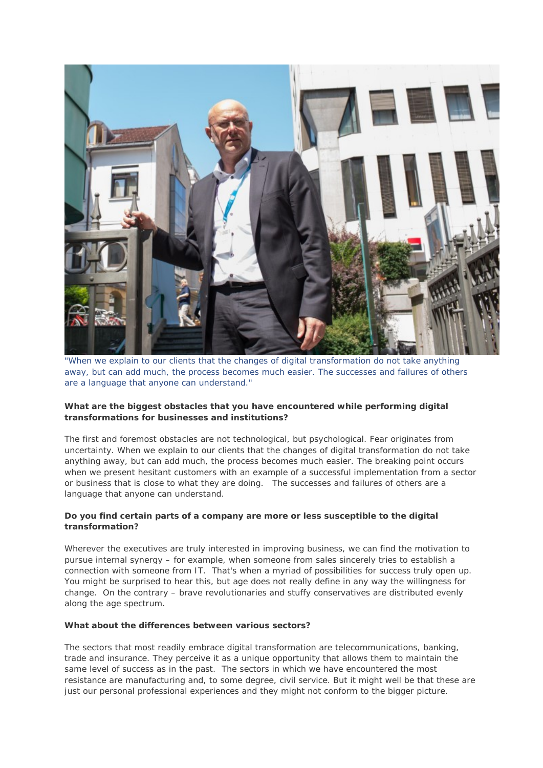"When we explain to our clients that the changes of digital transformation do not take anything away, but can add much, the process becomes much easier. The successes and failures of others are a language that anyone can understand."

**What are the biggest obstacles that you have encountered while performing digital transformations for businesses and institutions?**

The first and foremost obstacles are not technological, but psychological. Fear originates from uncertainty. When we explain to our clients that the changes of digital transformation do not take anything away, but can add much, the process becomes much easier. The breaking point occurs when we present hesitant customers with an example of a successful implementation from a sector or business that is close to what they are doing. The successes and failures of others are a language that anyone can understand.

**Do you find certain parts of a company are more or less susceptible to the digital transformation?**

Wherever the executives are truly interested in improving business, we can find the motivation to pursue internal synergy – for example, when someone from sales sincerely tries to establish a connection with someone from IT. That's when a myriad of possibilities for success truly open up. You might be surprised to hear this, but age does not really define in any way the willingness for change. On the contrary – brave revolutionaries and stuffy conservatives are distributed evenly along the age spectrum.

**What about the differences between various sectors?**

The sectors that most readily embrace digital transformation are telecommunications, banking, trade and insurance. They perceive it as a unique opportunity that allows them to maintain the same level of success as in the past. The sectors in which we have encountered the most resistance are manufacturing and, to some degree, civil service. But it might well be that these are just our personal professional experiences and they might not conform to the bigger picture.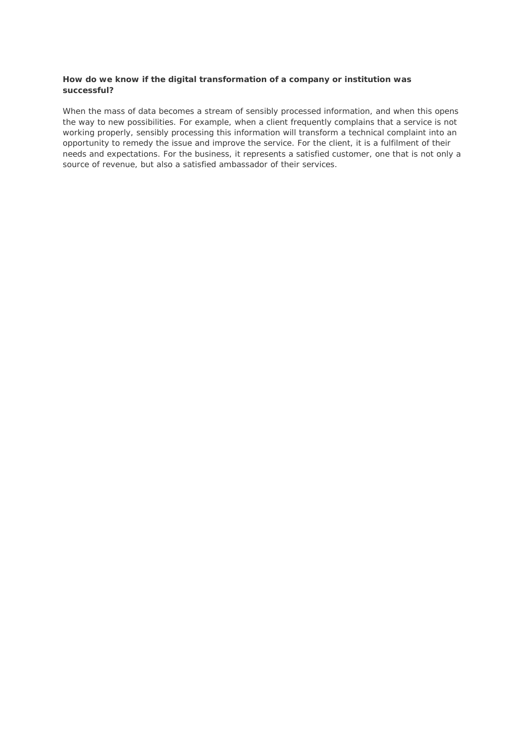**How do we know if the digital transformation of a company or institution was successful?**

When the mass of data becomes a stream of sensibly processed information, and when this opens the way to new possibilities. For example, when a client frequently complains that a service is not working properly, sensibly processing this information will transform a technical complaint into an opportunity to remedy the issue and improve the service. For the client, it is a fulfilment of their needs and expectations. For the business, it represents a satisfied customer, one that is not only a source of revenue, but also a satisfied ambassador of their services.